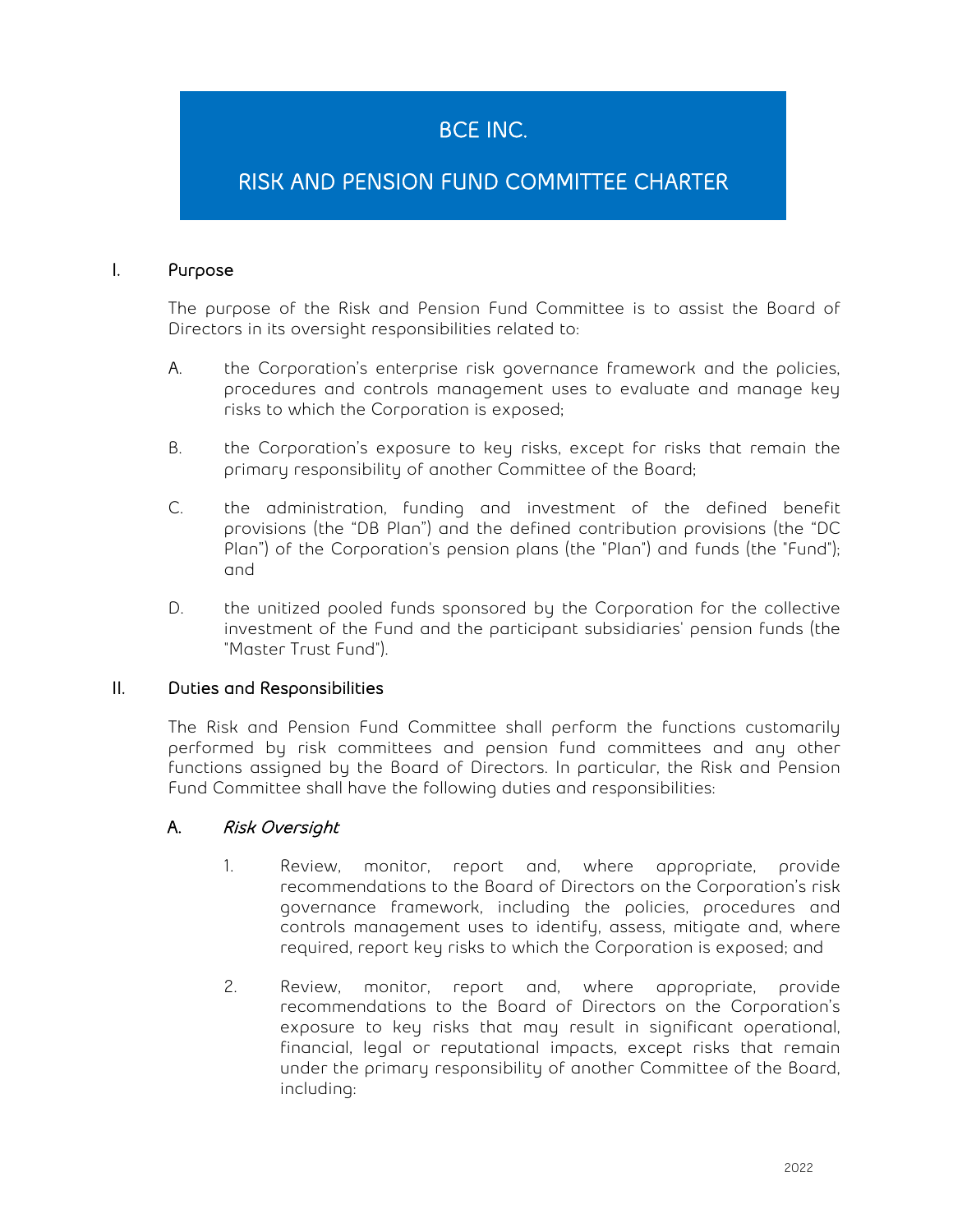# BCE INC.

# RISK AND PENSION FUND COMMITTEE CHARTER

## I. Purpose

The purpose of the Risk and Pension Fund Committee is to assist the Board of Directors in its oversight responsibilities related to:

A. the Corporation's enterprise risk governance framework and the policies, procedures and controls management uses to evaluate and manage key risks to which the Corporation is exposed;

B. the Corporation's exposure to key risks, except for risks that remain the primary responsibility of another Committee of the Board;

C. the administration, funding and investment of the defined benefit provisions (the "DB Plan") and the defined contribution provisions (the "DC Plan") of the Corporation's pension plans (the "Plan") and funds (the "Fund"); and

D. the unitized pooled funds sponsored by the Corporation for the collective investment of the Fund and the participant subsidiaries' pension funds (the "Master Trust Fund").

## II. Duties and Responsibilities

The Risk and Pension Fund Committee shall perform the functions customarily performed by risk committees and pension fund committees and any other functions assigned by the Board of Directors. In particular, the Risk and Pension Fund Committee shall have the following duties and responsibilities:

### A. *Risk Oversight*

1. Review, monitor, report and, where appropriate, provide recommendations to the Board of Directors on the Corporation's risk governance framework, including the policies, procedures and controls management uses to identify, assess, mitigate and, where required, report key risks to which the Corporation is exposed; and

2. Review, monitor, report and, where appropriate, provide recommendations to the Board of Directors on the Corporation's exposure to key risks that may result in significant operational, financial, legal or reputational impacts, except risks that remain under the primary responsibility of another Committee of the Board, including: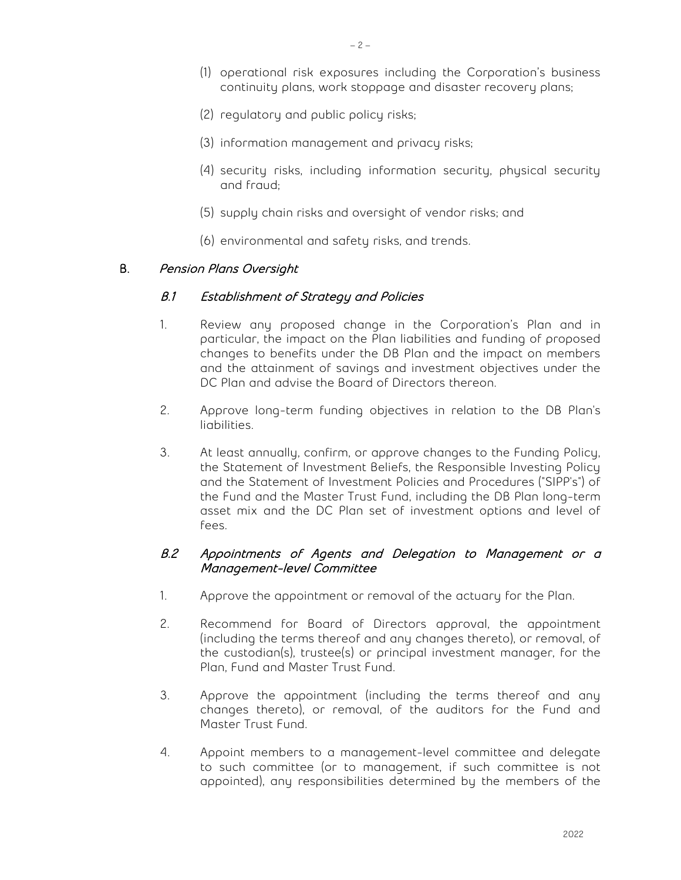(1) operational risk exposures including the Corporation's business continuity plans, work stoppage and disaster recovery plans;

(2) regulatory and public policy risks;

(3) information management and privacy risks;

(4) security risks, including information security, physical security and fraud;

(5) supply chain risks and oversight of vendor risks; and

(6) environmental and safety risks, and trends.

## B. *Pension Plans Oversight*

### *B.1 Establishment of Strategy and Policies*

1. Review any proposed change in the Corporation's Plan and in particular, the impact on the Plan liabilities and funding of proposed changes to benefits under the DB Plan and the impact on members and the attainment of savings and investment objectives under the DC Plan and advise the Board of Directors thereon.

2. Approve long-term funding objectives in relation to the DB Plan's liabilities.

3. At least annually, confirm, or approve changes to the Funding Policy, the Statement of Investment Beliefs, the Responsible Investing Policy and the Statement of Investment Policies and Procedures ("SIPP's") of the Fund and the Master Trust Fund, including the DB Plan long-term asset mix and the DC Plan set of investment options and level of fees.

### *B.2 Appointments of Agents and Delegation to Management or a Management-level Committee*

1. Approve the appointment or removal of the actuary for the Plan.

2. Recommend for Board of Directors approval, the appointment (including the terms thereof and any changes thereto), or removal, of the custodian(s), trustee(s) or principal investment manager, for the Plan, Fund and Master Trust Fund.

3. Approve the appointment (including the terms thereof and any changes thereto), or removal, of the auditors for the Fund and Master Trust Fund.

4. Appoint members to a management-level committee and delegate to such committee (or to management, if such committee is not appointed), any responsibilities determined by the members of the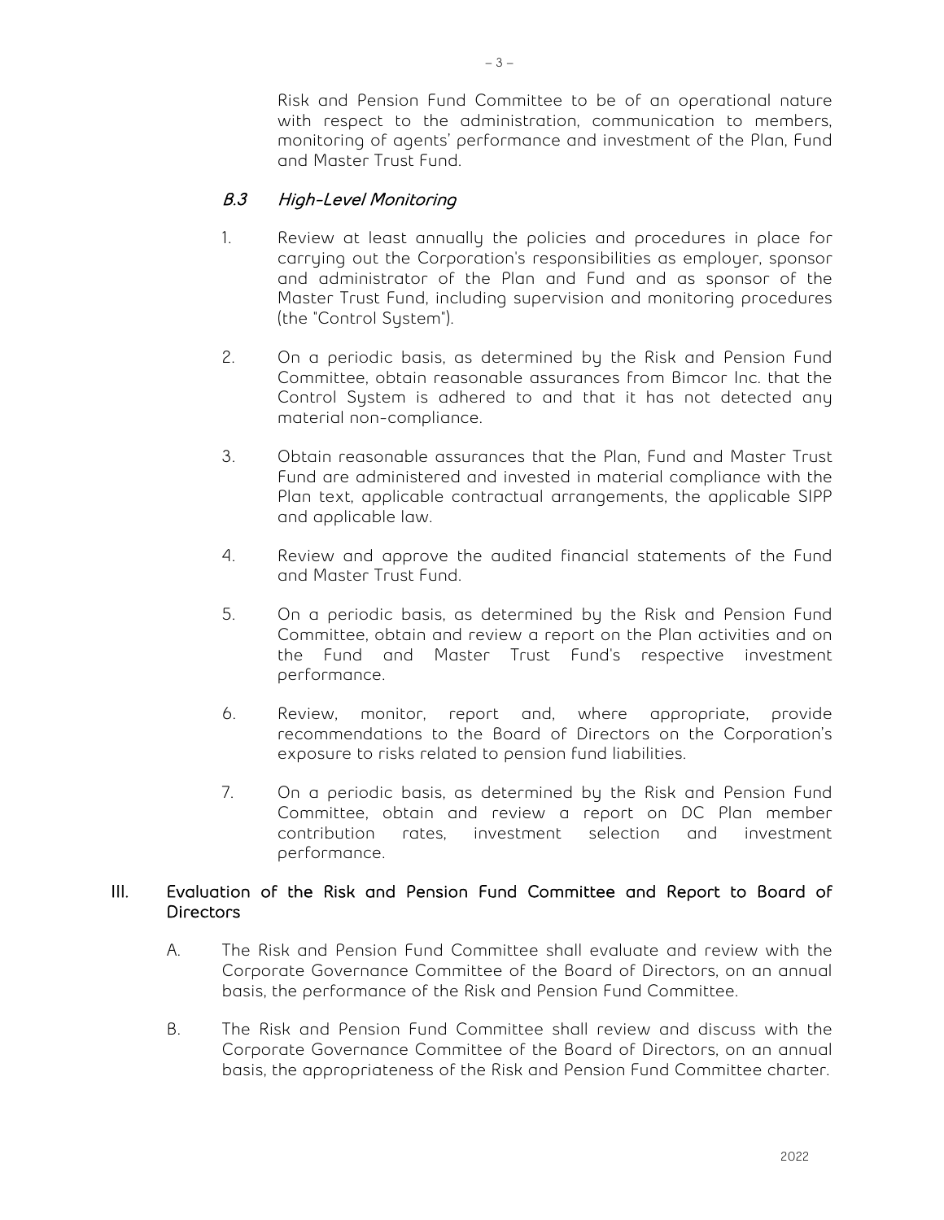Risk and Pension Fund Committee to be of an operational nature with respect to the administration, communication to members, monitoring of agents' performance and investment of the Plan, Fund and Master Trust Fund.

### *B.3 High-Level Monitoring*

1. Review at least annually the policies and procedures in place for carrying out the Corporation's responsibilities as employer, sponsor and administrator of the Plan and Fund and as sponsor of the Master Trust Fund, including supervision and monitoring procedures (the "Control System").

2. On a periodic basis, as determined by the Risk and Pension Fund Committee, obtain reasonable assurances from Bimcor Inc. that the Control System is adhered to and that it has not detected any material non-compliance.

3. Obtain reasonable assurances that the Plan, Fund and Master Trust Fund are administered and invested in material compliance with the Plan text, applicable contractual arrangements, the applicable SIPP and applicable law.

4. Review and approve the audited financial statements of the Fund and Master Trust Fund.

5. On a periodic basis, as determined by the Risk and Pension Fund Committee, obtain and review a report on the Plan activities and on the Fund and Master Trust Fund's respective investment performance.

6. Review, monitor, report and, where appropriate, provide recommendations to the Board of Directors on the Corporation's exposure to risks related to pension fund liabilities.

7. On a periodic basis, as determined by the Risk and Pension Fund Committee, obtain and review a report on DC Plan member contribution rates, investment selection and investment performance.

## III. Evaluation of the Risk and Pension Fund Committee and Report to Board of Directors

A. The Risk and Pension Fund Committee shall evaluate and review with the Corporate Governance Committee of the Board of Directors, on an annual basis, the performance of the Risk and Pension Fund Committee.

B. The Risk and Pension Fund Committee shall review and discuss with the Corporate Governance Committee of the Board of Directors, on an annual basis, the appropriateness of the Risk and Pension Fund Committee charter.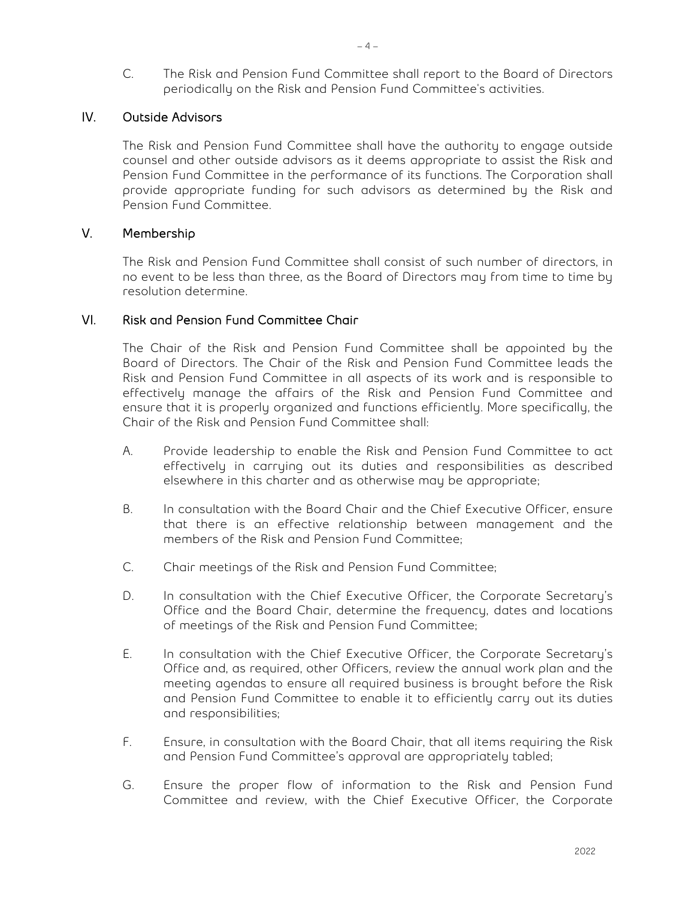C. The Risk and Pension Fund Committee shall report to the Board of Directors periodically on the Risk and Pension Fund Committee's activities.

## IV. Outside Advisors

The Risk and Pension Fund Committee shall have the authority to engage outside counsel and other outside advisors as it deems appropriate to assist the Risk and Pension Fund Committee in the performance of its functions. The Corporation shall provide appropriate funding for such advisors as determined by the Risk and Pension Fund Committee.

## V. Membership

The Risk and Pension Fund Committee shall consist of such number of directors, in no event to be less than three, as the Board of Directors may from time to time by resolution determine.

## VI. Risk and Pension Fund Committee Chair

The Chair of the Risk and Pension Fund Committee shall be appointed by the Board of Directors. The Chair of the Risk and Pension Fund Committee leads the Risk and Pension Fund Committee in all aspects of its work and is responsible to effectively manage the affairs of the Risk and Pension Fund Committee and ensure that it is properly organized and functions efficiently. More specifically, the Chair of the Risk and Pension Fund Committee shall:

A. Provide leadership to enable the Risk and Pension Fund Committee to act effectively in carrying out its duties and responsibilities as described elsewhere in this charter and as otherwise may be appropriate;

B. In consultation with the Board Chair and the Chief Executive Officer, ensure that there is an effective relationship between management and the members of the Risk and Pension Fund Committee;

C. Chair meetings of the Risk and Pension Fund Committee;

D. In consultation with the Chief Executive Officer, the Corporate Secretary's Office and the Board Chair, determine the frequency, dates and locations of meetings of the Risk and Pension Fund Committee;

E. In consultation with the Chief Executive Officer, the Corporate Secretary's Office and, as required, other Officers, review the annual work plan and the meeting agendas to ensure all required business is brought before the Risk and Pension Fund Committee to enable it to efficiently carry out its duties and responsibilities;

F. Ensure, in consultation with the Board Chair, that all items requiring the Risk and Pension Fund Committee's approval are appropriately tabled;

G. Ensure the proper flow of information to the Risk and Pension Fund Committee and review, with the Chief Executive Officer, the Corporate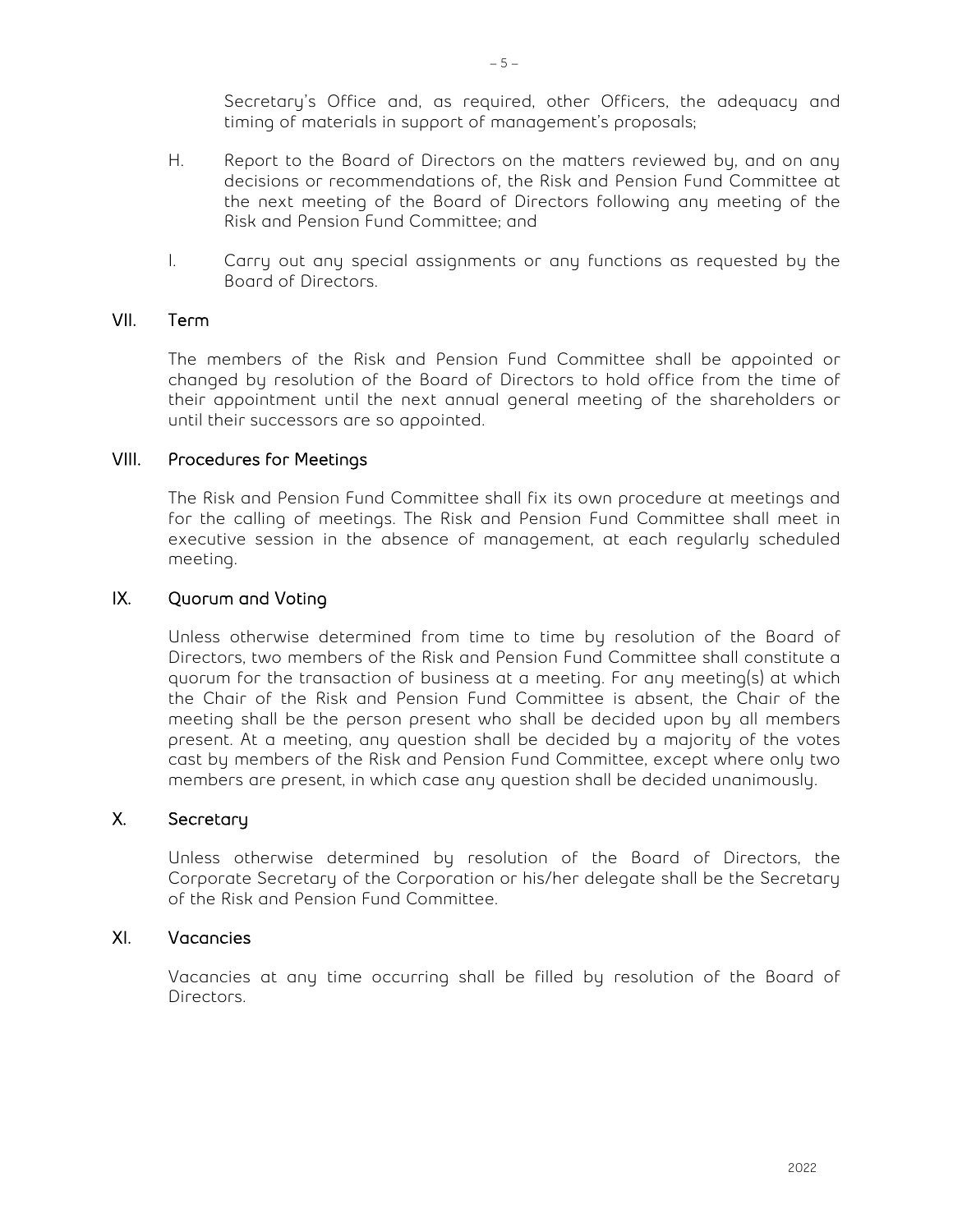Secretary's Office and, as required, other Officers, the adequacy and timing of materials in support of management's proposals;

H. Report to the Board of Directors on the matters reviewed by, and on any decisions or recommendations of, the Risk and Pension Fund Committee at the next meeting of the Board of Directors following any meeting of the Risk and Pension Fund Committee; and

I. Carry out any special assignments or any functions as requested by the Board of Directors.

## VII. Term

The members of the Risk and Pension Fund Committee shall be appointed or changed by resolution of the Board of Directors to hold office from the time of their appointment until the next annual general meeting of the shareholders or until their successors are so appointed.

## VIII. Procedures for Meetings

The Risk and Pension Fund Committee shall fix its own procedure at meetings and for the calling of meetings. The Risk and Pension Fund Committee shall meet in executive session in the absence of management, at each regularly scheduled meeting.

## IX. Quorum and Voting

Unless otherwise determined from time to time by resolution of the Board of Directors, two members of the Risk and Pension Fund Committee shall constitute a quorum for the transaction of business at a meeting. For any meeting(s) at which the Chair of the Risk and Pension Fund Committee is absent, the Chair of the meeting shall be the person present who shall be decided upon by all members present. At a meeting, any question shall be decided by a majority of the votes cast by members of the Risk and Pension Fund Committee, except where only two members are present, in which case any question shall be decided unanimously.

## X. Secretary

Unless otherwise determined by resolution of the Board of Directors, the Corporate Secretary of the Corporation or his/her delegate shall be the Secretary of the Risk and Pension Fund Committee.

## XI. Vacancies

Vacancies at any time occurring shall be filled by resolution of the Board of Directors.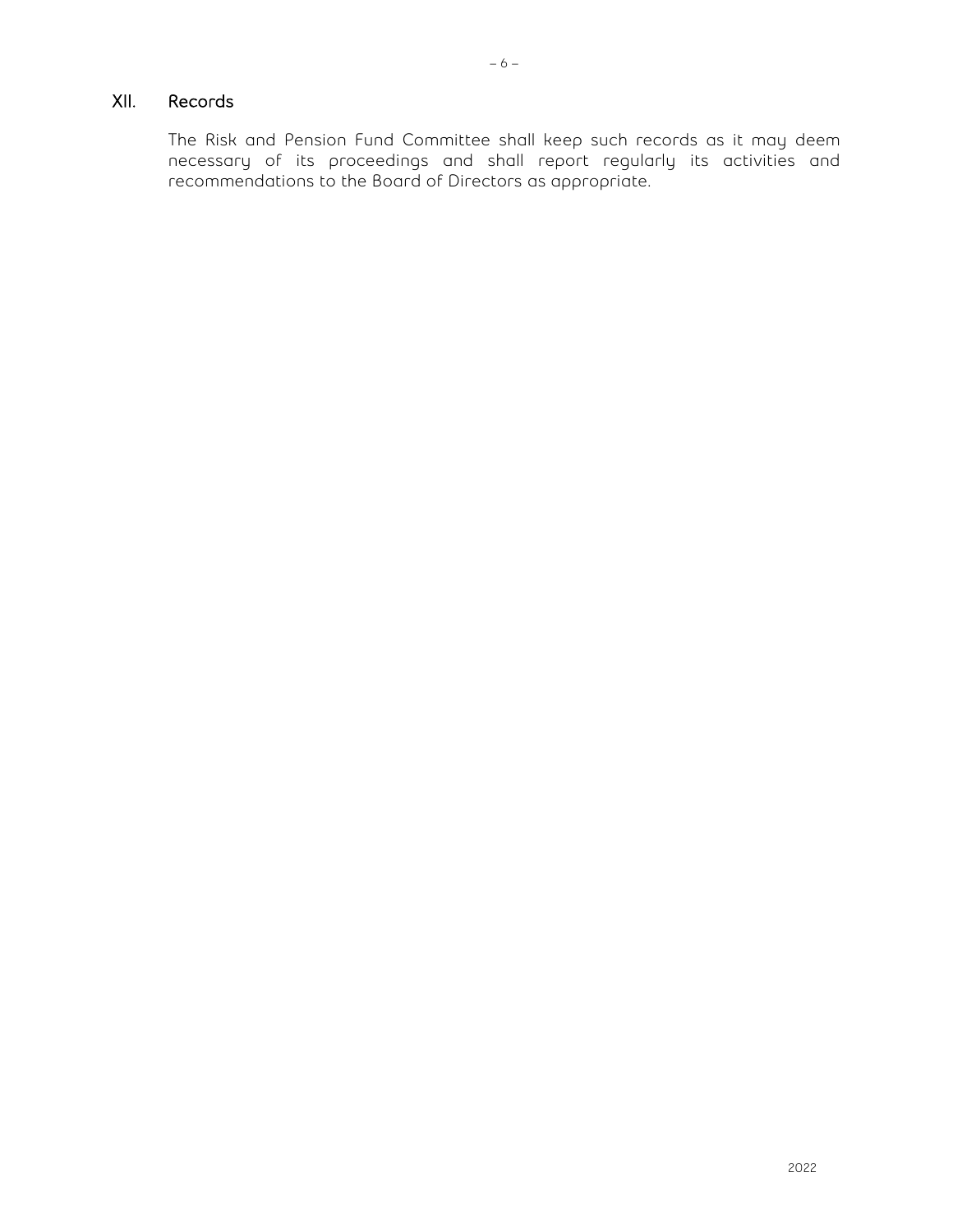## XII. Records

The Risk and Pension Fund Committee shall keep such records as it may deem necessary of its proceedings and shall report regularly its activities and recommendations to the Board of Directors as appropriate.